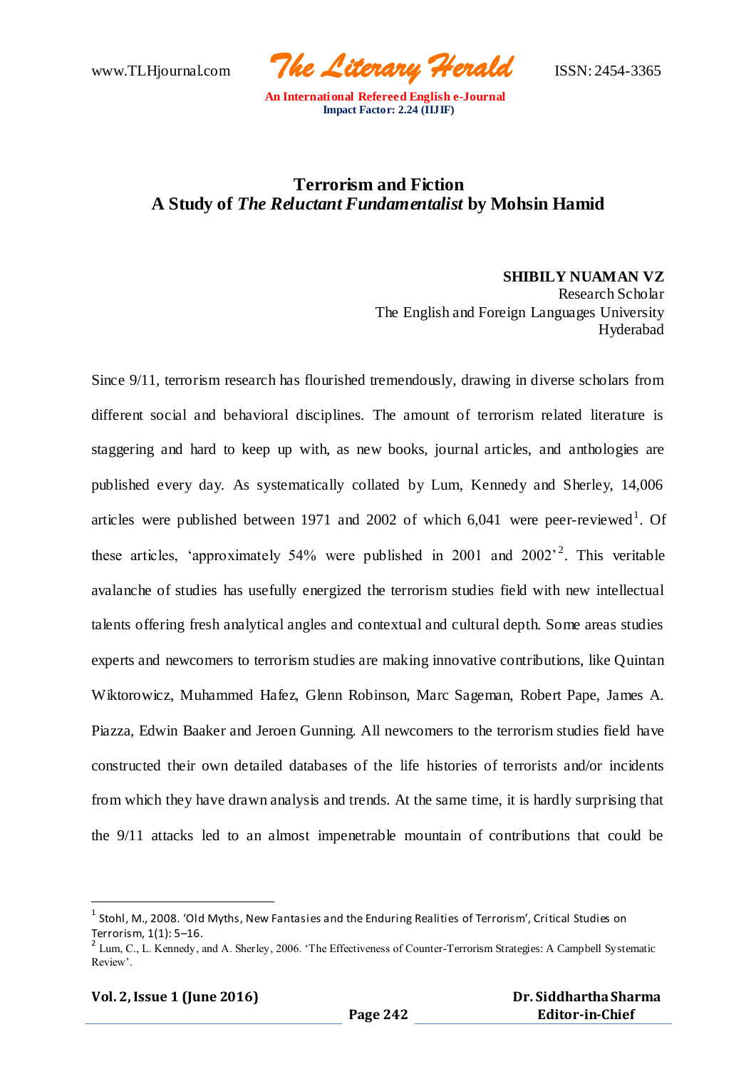# Terrorism and Fiction
## A Study of *The Reluctant Fundamentalist* by Mohsin Hamid

**SHIBILY NUAMAN VZ**
Research Scholar
The English and Foreign Languages University
Hyderabad

Since 9/11, terrorism research has flourished tremendously, drawing in diverse scholars from different social and behavioral disciplines. The amount of terrorism related literature is staggering and hard to keep up with, as new books, journal articles, and anthologies are published every day. As systematically collated by Lum, Kennedy and Sherley, 14,006 articles were published between 1971 and 2002 of which 6,041 were peer-reviewed[1]. Of these articles, 'approximately 54% were published in 2001 and 2002'[2]. This veritable avalanche of studies has usefully energized the terrorism studies field with new intellectual talents offering fresh analytical angles and contextual and cultural depth. Some areas studies experts and newcomers to terrorism studies are making innovative contributions, like Quintan Wiktorowicz, Muhammed Hafez, Glenn Robinson, Marc Sageman, Robert Pape, James A. Piazza, Edwin Baaker and Jeroen Gunning. All newcomers to the terrorism studies field have constructed their own detailed databases of the life histories of terrorists and/or incidents from which they have drawn analysis and trends. At the same time, it is hardly surprising that the 9/11 attacks led to an almost impenetrable mountain of contributions that could be

---

[1] Stohl, M., 2008. 'Old Myths, New Fantasies and the Enduring Realities of Terrorism', Critical Studies on Terrorism, 1(1): 5–16.

[2] Lum, C., L. Kennedy, and A. Sherley, 2006. 'The Effectiveness of Counter-Terrorism Strategies: A Campbell Systematic Review'.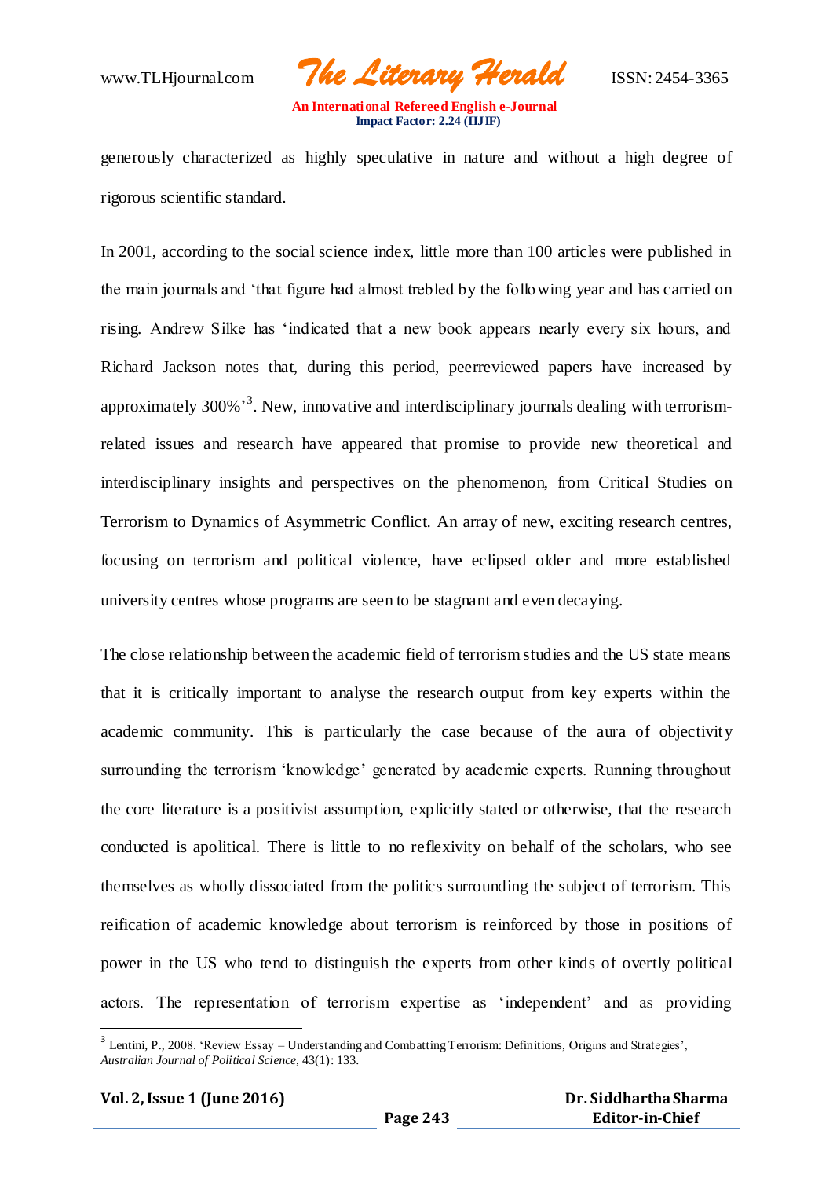generously characterized as highly speculative in nature and without a high degree of rigorous scientific standard.

In 2001, according to the social science index, little more than 100 articles were published in the main journals and 'that figure had almost trebled by the following year and has carried on rising. Andrew Silke has 'indicated that a new book appears nearly every six hours, and Richard Jackson notes that, during this period, peerreviewed papers have increased by approximately 300%'[3]. New, innovative and interdisciplinary journals dealing with terrorism-related issues and research have appeared that promise to provide new theoretical and interdisciplinary insights and perspectives on the phenomenon, from Critical Studies on Terrorism to Dynamics of Asymmetric Conflict. An array of new, exciting research centres, focusing on terrorism and political violence, have eclipsed older and more established university centres whose programs are seen to be stagnant and even decaying.

The close relationship between the academic field of terrorism studies and the US state means that it is critically important to analyse the research output from key experts within the academic community. This is particularly the case because of the aura of objectivity surrounding the terrorism 'knowledge' generated by academic experts. Running throughout the core literature is a positivist assumption, explicitly stated or otherwise, that the research conducted is apolitical. There is little to no reflexivity on behalf of the scholars, who see themselves as wholly dissociated from the politics surrounding the subject of terrorism. This reification of academic knowledge about terrorism is reinforced by those in positions of power in the US who tend to distinguish the experts from other kinds of overtly political actors. The representation of terrorism expertise as 'independent' and as providing

[3] Lentini, P., 2008. 'Review Essay – Understanding and Combatting Terrorism: Definitions, Origins and Strategies', *Australian Journal of Political Science*, 43(1): 133.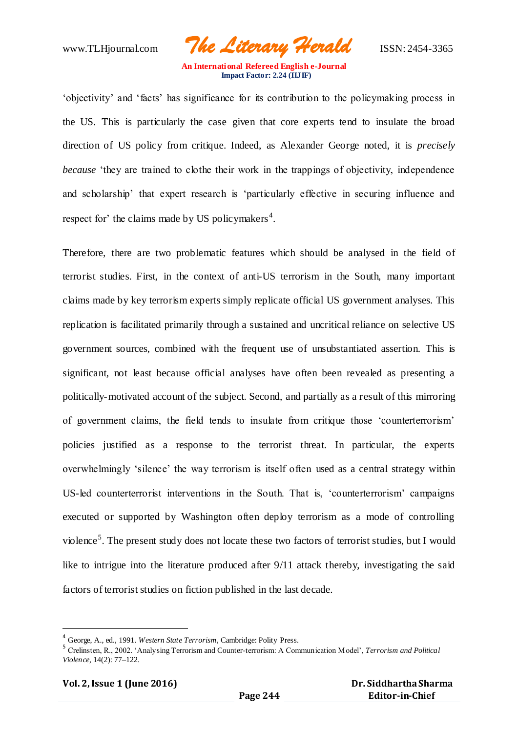'objectivity' and 'facts' has significance for its contribution to the policymaking process in the US. This is particularly the case given that core experts tend to insulate the broad direction of US policy from critique. Indeed, as Alexander George noted, it is *precisely because* 'they are trained to clothe their work in the trappings of objectivity, independence and scholarship' that expert research is 'particularly effective in securing influence and respect for' the claims made by US policymakers[4].

Therefore, there are two problematic features which should be analysed in the field of terrorist studies. First, in the context of anti-US terrorism in the South, many important claims made by key terrorism experts simply replicate official US government analyses. This replication is facilitated primarily through a sustained and uncritical reliance on selective US government sources, combined with the frequent use of unsubstantiated assertion. This is significant, not least because official analyses have often been revealed as presenting a politically-motivated account of the subject. Second, and partially as a result of this mirroring of government claims, the field tends to insulate from critique those 'counterterrorism' policies justified as a response to the terrorist threat. In particular, the experts overwhelmingly 'silence' the way terrorism is itself often used as a central strategy within US-led counterterrorist interventions in the South. That is, 'counterterrorism' campaigns executed or supported by Washington often deploy terrorism as a mode of controlling violence[5]. The present study does not locate these two factors of terrorist studies, but I would like to intrigue into the literature produced after 9/11 attack thereby, investigating the said factors of terrorist studies on fiction published in the last decade.

---

[4] George, A., ed., 1991. *Western State Terrorism*, Cambridge: Polity Press.

[5] Crelinsten, R., 2002. 'Analysing Terrorism and Counter-terrorism: A Communication Model', *Terrorism and Political Violence*, 14(2): 77–122.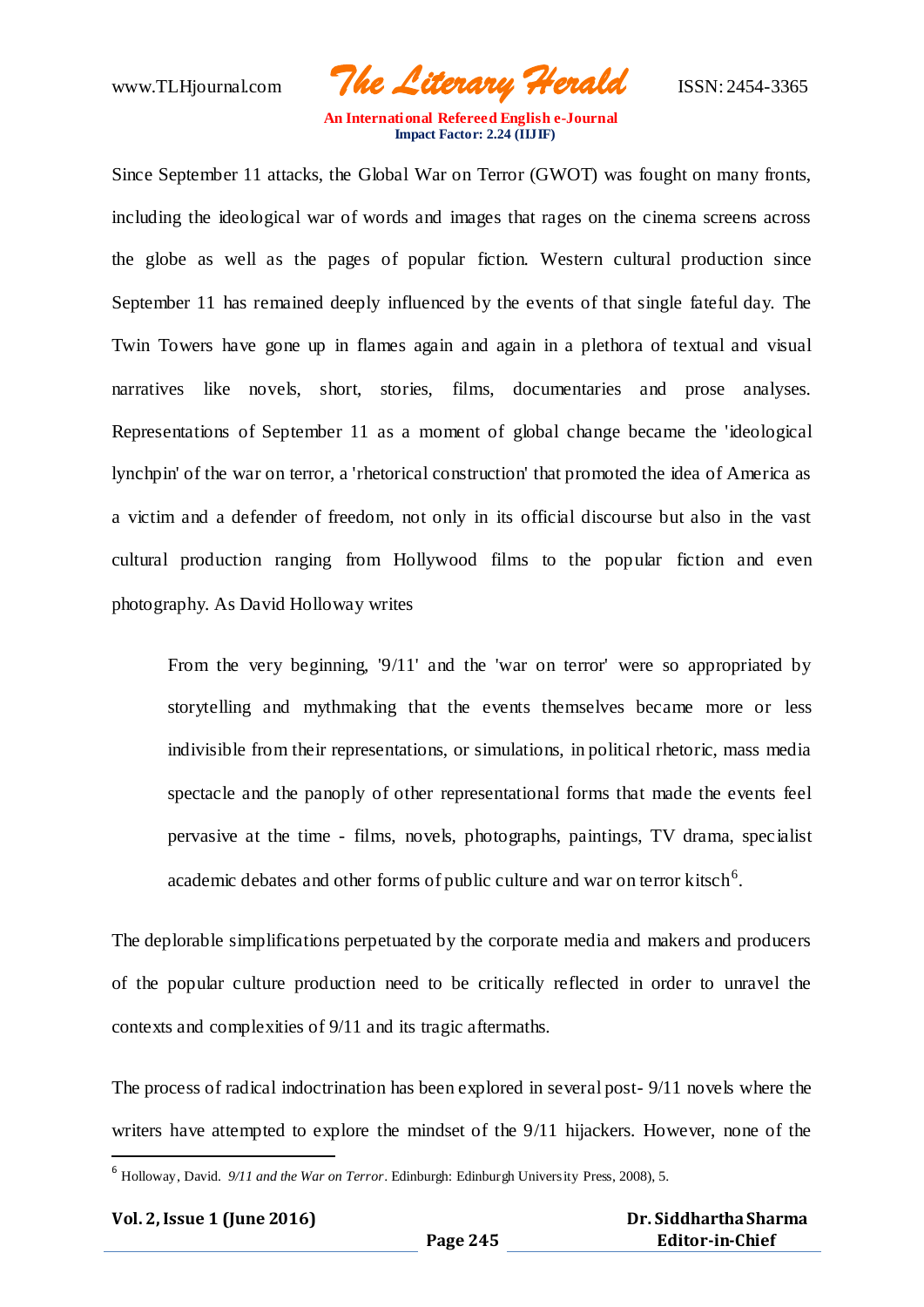Since September 11 attacks, the Global War on Terror (GWOT) was fought on many fronts, including the ideological war of words and images that rages on the cinema screens across the globe as well as the pages of popular fiction. Western cultural production since September 11 has remained deeply influenced by the events of that single fateful day. The Twin Towers have gone up in flames again and again in a plethora of textual and visual narratives like novels, short, stories, films, documentaries and prose analyses. Representations of September 11 as a moment of global change became the 'ideological lynchpin' of the war on terror, a 'rhetorical construction' that promoted the idea of America as a victim and a defender of freedom, not only in its official discourse but also in the vast cultural production ranging from Hollywood films to the popular fiction and even photography. As David Holloway writes

> From the very beginning, '9/11' and the 'war on terror' were so appropriated by storytelling and mythmaking that the events themselves became more or less indivisible from their representations, or simulations, in political rhetoric, mass media spectacle and the panoply of other representational forms that made the events feel pervasive at the time - films, novels, photographs, paintings, TV drama, specialist academic debates and other forms of public culture and war on terror kitsch[6].

The deplorable simplifications perpetuated by the corporate media and makers and producers of the popular culture production need to be critically reflected in order to unravel the contexts and complexities of 9/11 and its tragic aftermaths.

The process of radical indoctrination has been explored in several post- 9/11 novels where the writers have attempted to explore the mindset of the 9/11 hijackers. However, none of the

[6] Holloway, David. *9/11 and the War on Terror*. Edinburgh: Edinburgh University Press, 2008), 5.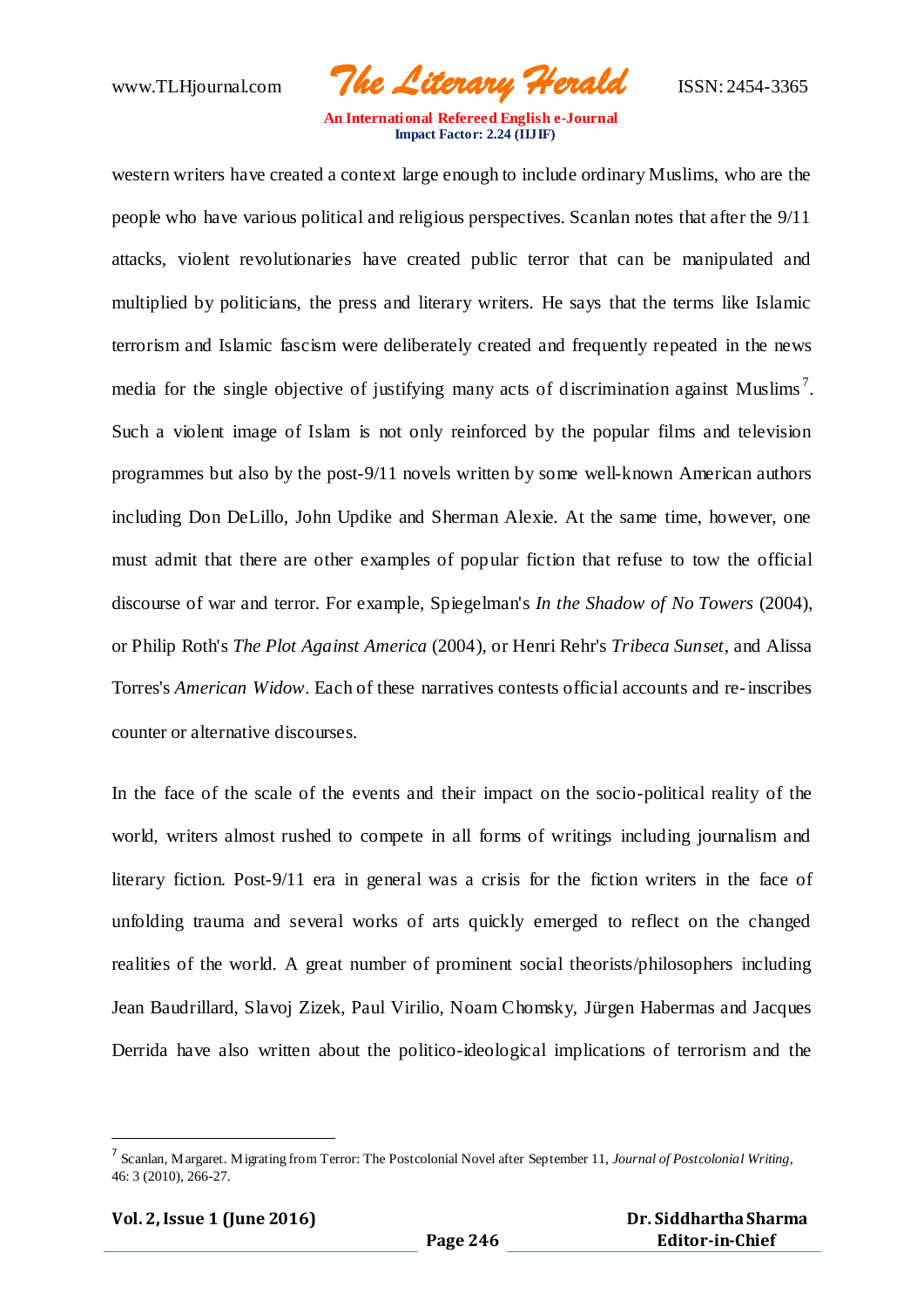western writers have created a context large enough to include ordinary Muslims, who are the people who have various political and religious perspectives. Scanlan notes that after the 9/11 attacks, violent revolutionaries have created public terror that can be manipulated and multiplied by politicians, the press and literary writers. He says that the terms like Islamic terrorism and Islamic fascism were deliberately created and frequently repeated in the news media for the single objective of justifying many acts of discrimination against Muslims[7]. Such a violent image of Islam is not only reinforced by the popular films and television programmes but also by the post-9/11 novels written by some well-known American authors including Don DeLillo, John Updike and Sherman Alexie. At the same time, however, one must admit that there are other examples of popular fiction that refuse to tow the official discourse of war and terror. For example, Spiegelman's *In the Shadow of No Towers* (2004), or Philip Roth's *The Plot Against America* (2004), or Henri Rehr's *Tribeca Sunset*, and Alissa Torres's *American Widow*. Each of these narratives contests official accounts and re-inscribes counter or alternative discourses.

In the face of the scale of the events and their impact on the socio-political reality of the world, writers almost rushed to compete in all forms of writings including journalism and literary fiction. Post-9/11 era in general was a crisis for the fiction writers in the face of unfolding trauma and several works of arts quickly emerged to reflect on the changed realities of the world. A great number of prominent social theorists/philosophers including Jean Baudrillard, Slavoj Zizek, Paul Virilio, Noam Chomsky, Jürgen Habermas and Jacques Derrida have also written about the politico-ideological implications of terrorism and the

---

[7] Scanlan, Margaret. Migrating from Terror: The Postcolonial Novel after September 11, *Journal of Postcolonial Writing*, 46: 3 (2010), 266-27.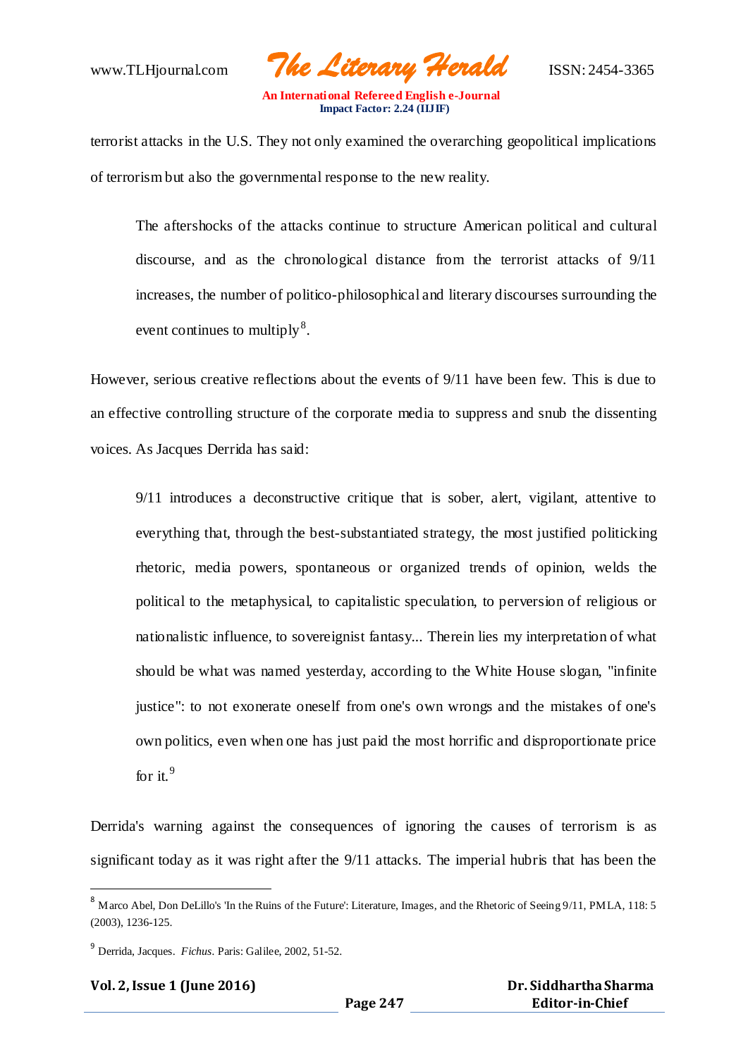terrorist attacks in the U.S. They not only examined the overarching geopolitical implications of terrorism but also the governmental response to the new reality.

> The aftershocks of the attacks continue to structure American political and cultural discourse, and as the chronological distance from the terrorist attacks of 9/11 increases, the number of politico-philosophical and literary discourses surrounding the event continues to multiply[8].

However, serious creative reflections about the events of 9/11 have been few. This is due to an effective controlling structure of the corporate media to suppress and snub the dissenting voices. As Jacques Derrida has said:

> 9/11 introduces a deconstructive critique that is sober, alert, vigilant, attentive to everything that, through the best-substantiated strategy, the most justified politicking rhetoric, media powers, spontaneous or organized trends of opinion, welds the political to the metaphysical, to capitalistic speculation, to perversion of religious or nationalistic influence, to sovereignist fantasy... Therein lies my interpretation of what should be what was named yesterday, according to the White House slogan, "infinite justice": to not exonerate oneself from one's own wrongs and the mistakes of one's own politics, even when one has just paid the most horrific and disproportionate price for it.[9]

Derrida's warning against the consequences of ignoring the causes of terrorism is as significant today as it was right after the 9/11 attacks. The imperial hubris that has been the

---

[8] Marco Abel, Don DeLillo's 'In the Ruins of the Future': Literature, Images, and the Rhetoric of Seeing 9/11, PMLA, 118: 5 (2003), 1236-125.

[9] Derrida, Jacques. *Fichus.* Paris: Galilee, 2002, 51-52.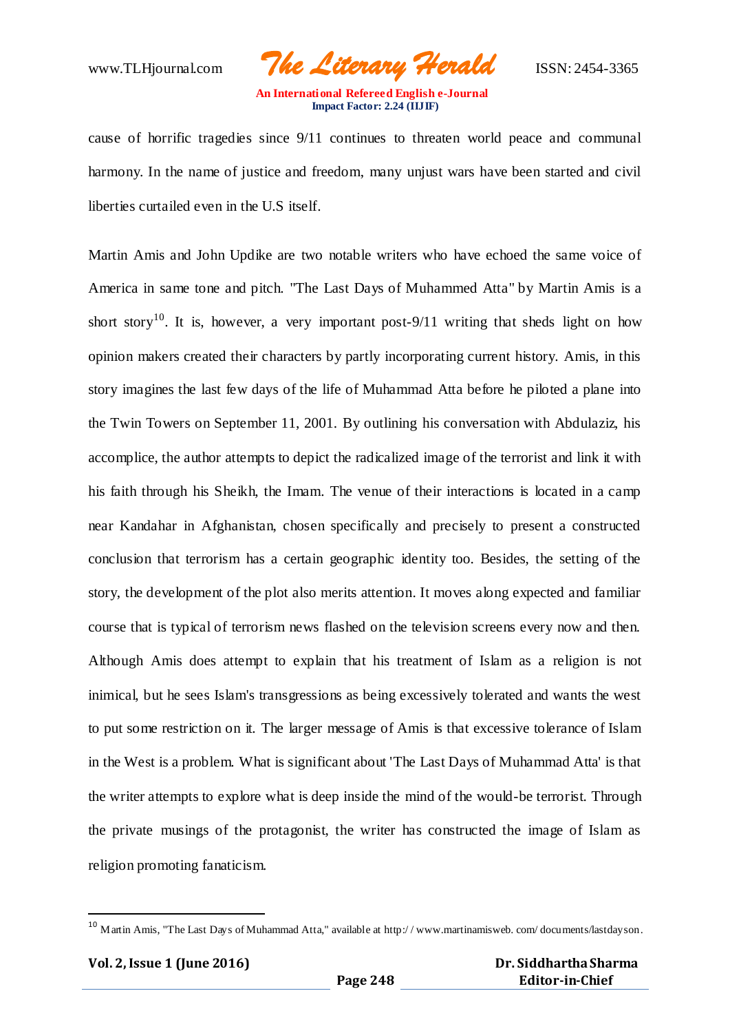cause of horrific tragedies since 9/11 continues to threaten world peace and communal harmony. In the name of justice and freedom, many unjust wars have been started and civil liberties curtailed even in the U.S itself.

Martin Amis and John Updike are two notable writers who have echoed the same voice of America in same tone and pitch. "The Last Days of Muhammed Atta" by Martin Amis is a short story[10]. It is, however, a very important post-9/11 writing that sheds light on how opinion makers created their characters by partly incorporating current history. Amis, in this story imagines the last few days of the life of Muhammad Atta before he piloted a plane into the Twin Towers on September 11, 2001. By outlining his conversation with Abdulaziz, his accomplice, the author attempts to depict the radicalized image of the terrorist and link it with his faith through his Sheikh, the Imam. The venue of their interactions is located in a camp near Kandahar in Afghanistan, chosen specifically and precisely to present a constructed conclusion that terrorism has a certain geographic identity too. Besides, the setting of the story, the development of the plot also merits attention. It moves along expected and familiar course that is typical of terrorism news flashed on the television screens every now and then. Although Amis does attempt to explain that his treatment of Islam as a religion is not inimical, but he sees Islam's transgressions as being excessively tolerated and wants the west to put some restriction on it. The larger message of Amis is that excessive tolerance of Islam in the West is a problem. What is significant about 'The Last Days of Muhammad Atta' is that the writer attempts to explore what is deep inside the mind of the would-be terrorist. Through the private musings of the protagonist, the writer has constructed the image of Islam as religion promoting fanaticism.

---

[10] Martin Amis, "The Last Days of Muhammad Atta," available at http:/ / www.martinamisweb. com/ documents/lastdayson.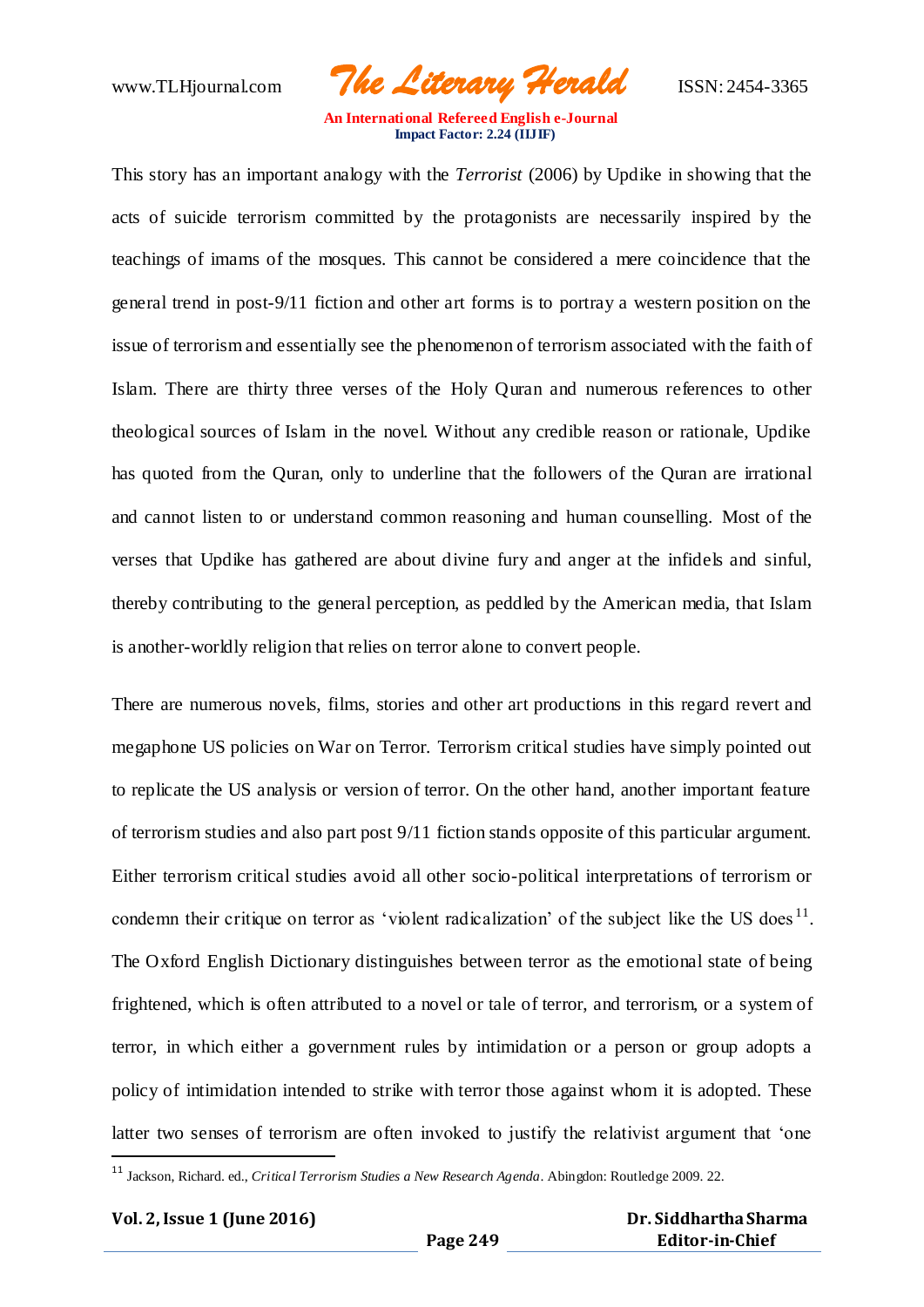This story has an important analogy with the *Terrorist* (2006) by Updike in showing that the acts of suicide terrorism committed by the protagonists are necessarily inspired by the teachings of imams of the mosques. This cannot be considered a mere coincidence that the general trend in post-9/11 fiction and other art forms is to portray a western position on the issue of terrorism and essentially see the phenomenon of terrorism associated with the faith of Islam. There are thirty three verses of the Holy Quran and numerous references to other theological sources of Islam in the novel. Without any credible reason or rationale, Updike has quoted from the Quran, only to underline that the followers of the Quran are irrational and cannot listen to or understand common reasoning and human counselling. Most of the verses that Updike has gathered are about divine fury and anger at the infidels and sinful, thereby contributing to the general perception, as peddled by the American media, that Islam is another-worldly religion that relies on terror alone to convert people.

There are numerous novels, films, stories and other art productions in this regard revert and megaphone US policies on War on Terror. Terrorism critical studies have simply pointed out to replicate the US analysis or version of terror. On the other hand, another important feature of terrorism studies and also part post 9/11 fiction stands opposite of this particular argument. Either terrorism critical studies avoid all other socio-political interpretations of terrorism or condemn their critique on terror as 'violent radicalization' of the subject like the US does[11]. The Oxford English Dictionary distinguishes between terror as the emotional state of being frightened, which is often attributed to a novel or tale of terror, and terrorism, or a system of terror, in which either a government rules by intimidation or a person or group adopts a policy of intimidation intended to strike with terror those against whom it is adopted. These latter two senses of terrorism are often invoked to justify the relativist argument that 'one

[11] Jackson, Richard. ed., *Critical Terrorism Studies a New Research Agenda*. Abingdon: Routledge 2009. 22.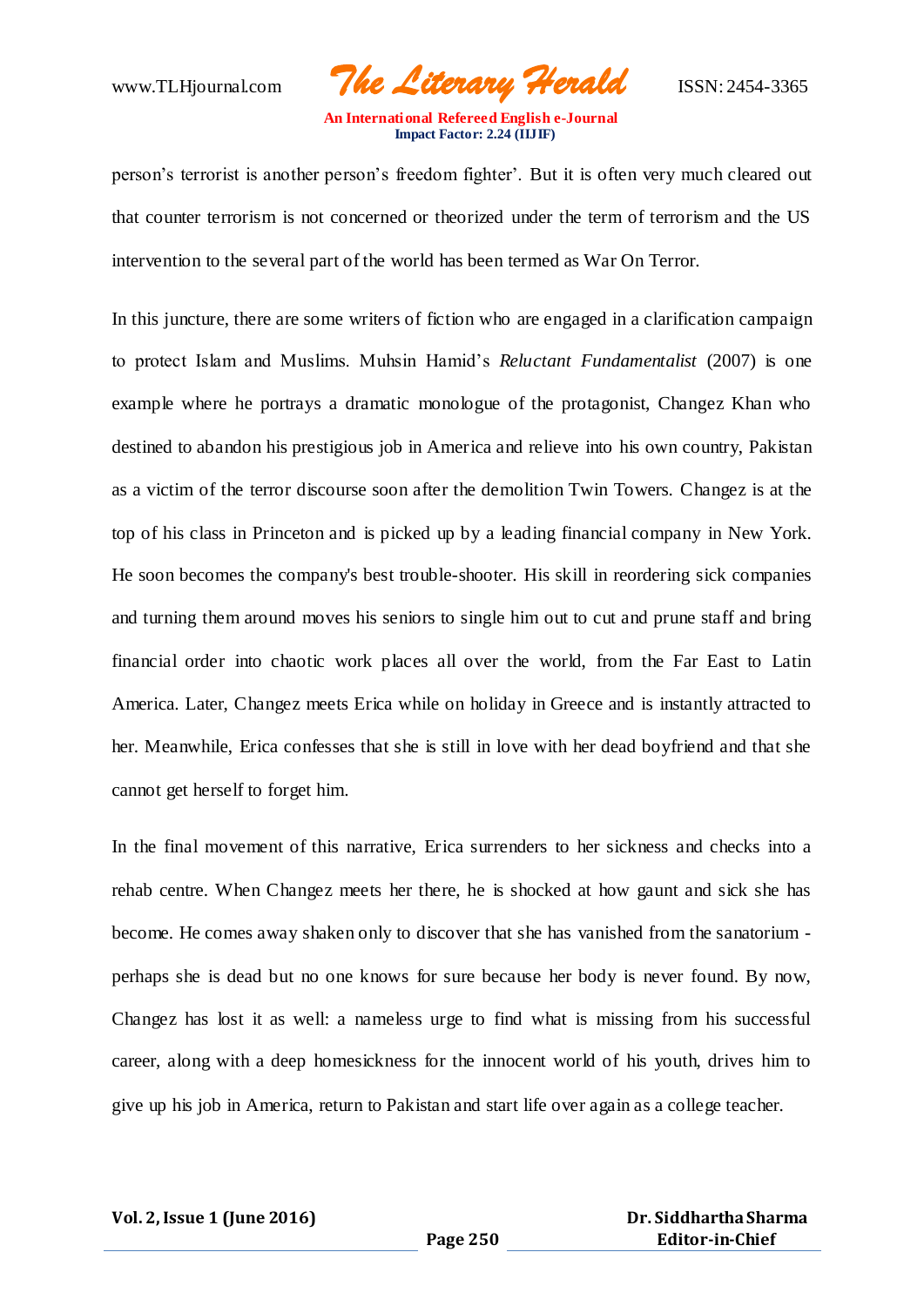person's terrorist is another person's freedom fighter'. But it is often very much cleared out that counter terrorism is not concerned or theorized under the term of terrorism and the US intervention to the several part of the world has been termed as War On Terror.

In this juncture, there are some writers of fiction who are engaged in a clarification campaign to protect Islam and Muslims. Muhsin Hamid's *Reluctant Fundamentalist* (2007) is one example where he portrays a dramatic monologue of the protagonist, Changez Khan who destined to abandon his prestigious job in America and relieve into his own country, Pakistan as a victim of the terror discourse soon after the demolition Twin Towers. Changez is at the top of his class in Princeton and is picked up by a leading financial company in New York. He soon becomes the company's best trouble-shooter. His skill in reordering sick companies and turning them around moves his seniors to single him out to cut and prune staff and bring financial order into chaotic work places all over the world, from the Far East to Latin America. Later, Changez meets Erica while on holiday in Greece and is instantly attracted to her. Meanwhile, Erica confesses that she is still in love with her dead boyfriend and that she cannot get herself to forget him.

In the final movement of this narrative, Erica surrenders to her sickness and checks into a rehab centre. When Changez meets her there, he is shocked at how gaunt and sick she has become. He comes away shaken only to discover that she has vanished from the sanatorium - perhaps she is dead but no one knows for sure because her body is never found. By now, Changez has lost it as well: a nameless urge to find what is missing from his successful career, along with a deep homesickness for the innocent world of his youth, drives him to give up his job in America, return to Pakistan and start life over again as a college teacher.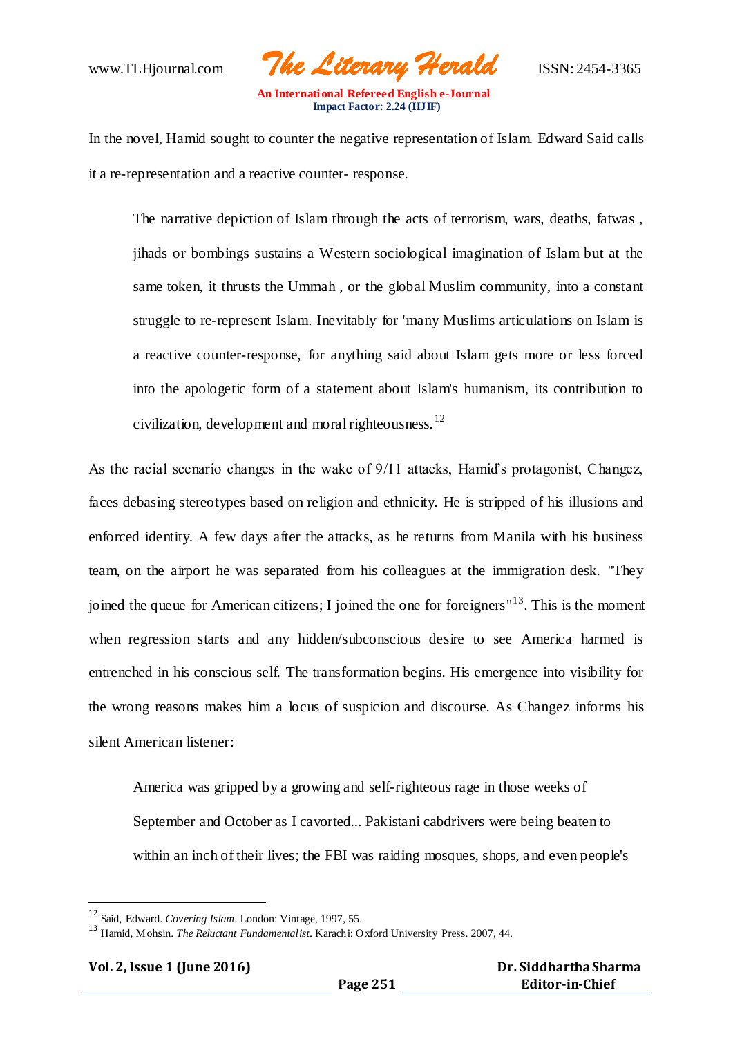In the novel, Hamid sought to counter the negative representation of Islam. Edward Said calls it a re-representation and a reactive counter- response.

> The narrative depiction of Islam through the acts of terrorism, wars, deaths, fatwas , jihads or bombings sustains a Western sociological imagination of Islam but at the same token, it thrusts the Ummah , or the global Muslim community, into a constant struggle to re-represent Islam. Inevitably for 'many Muslims articulations on Islam is a reactive counter-response, for anything said about Islam gets more or less forced into the apologetic form of a statement about Islam's humanism, its contribution to civilization, development and moral righteousness.[12]

As the racial scenario changes in the wake of 9/11 attacks, Hamid's protagonist, Changez, faces debasing stereotypes based on religion and ethnicity. He is stripped of his illusions and enforced identity. A few days after the attacks, as he returns from Manila with his business team, on the airport he was separated from his colleagues at the immigration desk. "They joined the queue for American citizens; I joined the one for foreigners"[13]. This is the moment when regression starts and any hidden/subconscious desire to see America harmed is entrenched in his conscious self. The transformation begins. His emergence into visibility for the wrong reasons makes him a locus of suspicion and discourse. As Changez informs his silent American listener:

> America was gripped by a growing and self-righteous rage in those weeks of September and October as I cavorted... Pakistani cabdrivers were being beaten to within an inch of their lives; the FBI was raiding mosques, shops, and even people's

---

[12] Said, Edward. *Covering Islam*. London: Vintage, 1997, 55.

[13] Hamid, Mohsin. *The Reluctant Fundamentalist*. Karachi: Oxford University Press. 2007, 44.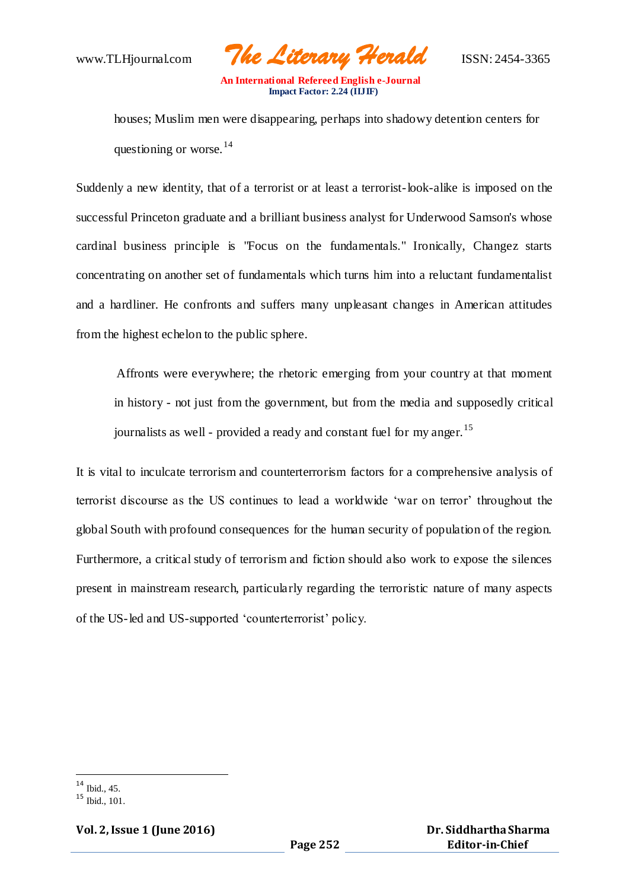> houses; Muslim men were disappearing, perhaps into shadowy detention centers for questioning or worse.[14]

Suddenly a new identity, that of a terrorist or at least a terrorist-look-alike is imposed on the successful Princeton graduate and a brilliant business analyst for Underwood Samson's whose cardinal business principle is "Focus on the fundamentals." Ironically, Changez starts concentrating on another set of fundamentals which turns him into a reluctant fundamentalist and a hardliner. He confronts and suffers many unpleasant changes in American attitudes from the highest echelon to the public sphere.

> Affronts were everywhere; the rhetoric emerging from your country at that moment in history - not just from the government, but from the media and supposedly critical journalists as well - provided a ready and constant fuel for my anger.[15]

It is vital to inculcate terrorism and counterterrorism factors for a comprehensive analysis of terrorist discourse as the US continues to lead a worldwide 'war on terror' throughout the global South with profound consequences for the human security of population of the region. Furthermore, a critical study of terrorism and fiction should also work to expose the silences present in mainstream research, particularly regarding the terroristic nature of many aspects of the US-led and US-supported 'counterterrorist' policy.

---

[14] Ibid., 45.

[15] Ibid., 101.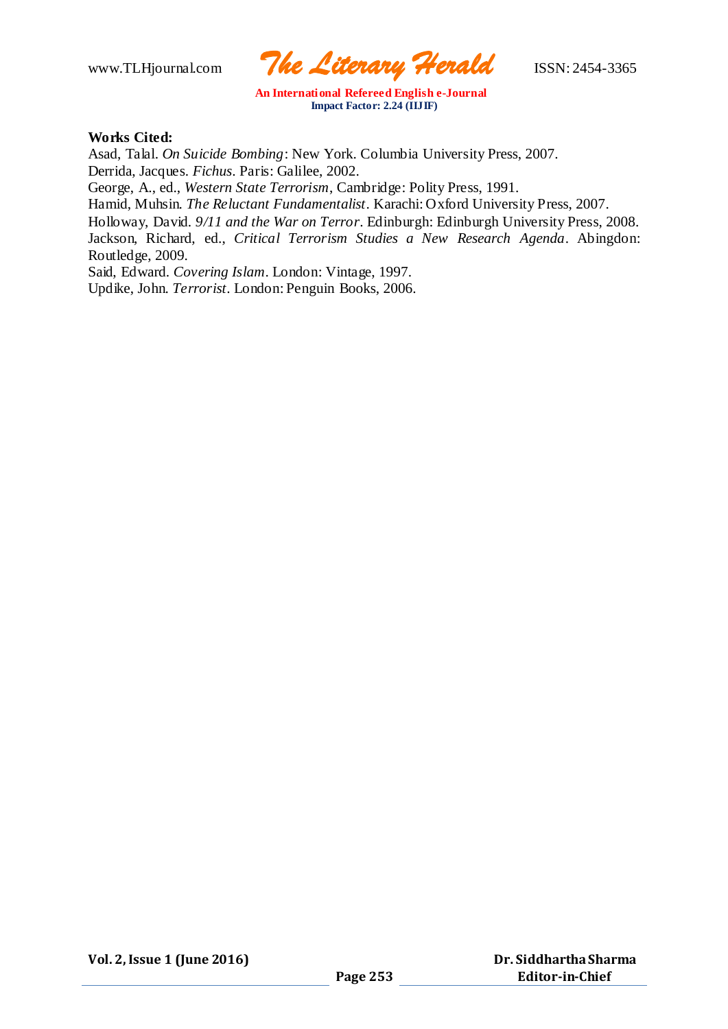**Works Cited:**

Asad, Talal. *On Suicide Bombing*: New York. Columbia University Press, 2007.

Derrida, Jacques. *Fichus*. Paris: Galilee, 2002.

George, A., ed., *Western State Terrorism*, Cambridge: Polity Press, 1991.

Hamid, Muhsin. *The Reluctant Fundamentalist*. Karachi: Oxford University Press, 2007.

Holloway, David. *9/11 and the War on Terror*. Edinburgh: Edinburgh University Press, 2008.

Jackson, Richard, ed., *Critical Terrorism Studies a New Research Agenda*. Abingdon: Routledge, 2009.

Said, Edward. *Covering Islam*. London: Vintage, 1997.

Updike, John. *Terrorist*. London: Penguin Books, 2006.